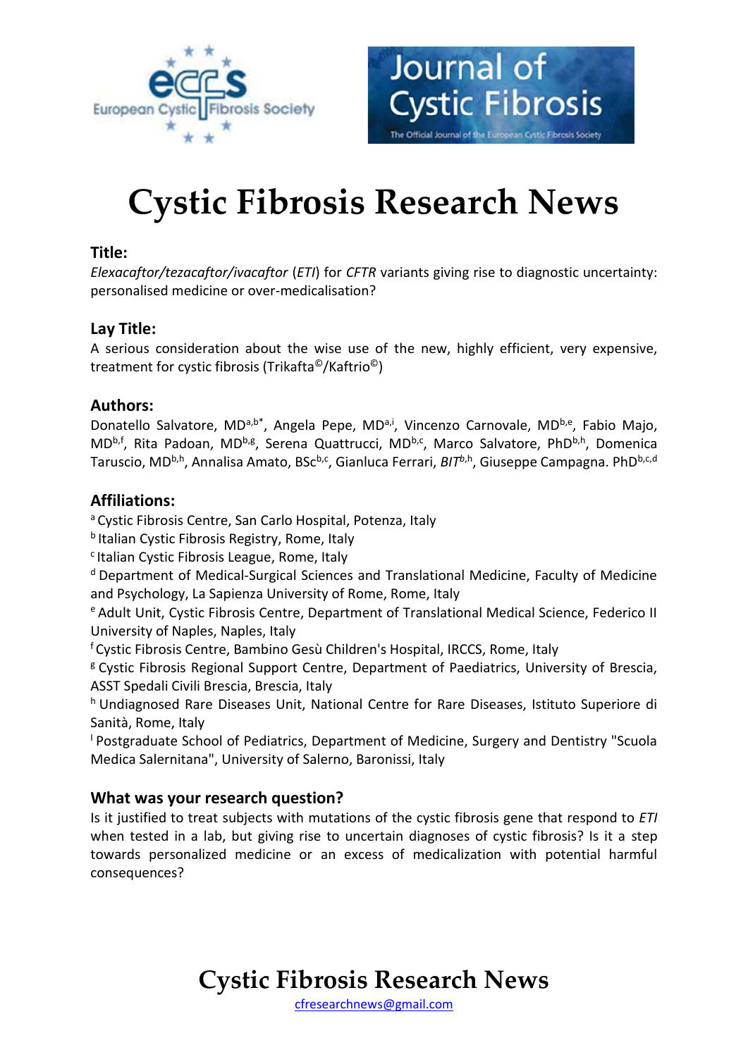# Cystic Fibrosis Research News

## Title:

*Elexacaftor/tezacaftor/ivacaftor* (*ETI*) for *CFTR* variants giving rise to diagnostic uncertainty: personalised medicine or over-medicalisation?

## Lay Title:

A serious consideration about the wise use of the new, highly efficient, very expensive, treatment for cystic fibrosis (Trikafta©/Kaftrio©)

## Authors:

Donatello Salvatore, MD[a,b*], Angela Pepe, MD[a,i], Vincenzo Carnovale, MD[b,e], Fabio Majo, MD[b,f], Rita Padoan, MD[b,g], Serena Quattrucci, MD[b,c], Marco Salvatore, PhD[b,h], Domenica Taruscio, MD[b,h], Annalisa Amato, BSc[b,c], Gianluca Ferrari, *BIT*[b,h], Giuseppe Campagna. PhD[b,c,d]

## Affiliations:

[a] Cystic Fibrosis Centre, San Carlo Hospital, Potenza, Italy

[b] Italian Cystic Fibrosis Registry, Rome, Italy

[c] Italian Cystic Fibrosis League, Rome, Italy

[d] Department of Medical-Surgical Sciences and Translational Medicine, Faculty of Medicine and Psychology, La Sapienza University of Rome, Rome, Italy

[e] Adult Unit, Cystic Fibrosis Centre, Department of Translational Medical Science, Federico II University of Naples, Naples, Italy

[f] Cystic Fibrosis Centre, Bambino Gesù Children's Hospital, IRCCS, Rome, Italy

[g] Cystic Fibrosis Regional Support Centre, Department of Paediatrics, University of Brescia, ASST Spedali Civili Brescia, Brescia, Italy

[h] Undiagnosed Rare Diseases Unit, National Centre for Rare Diseases, Istituto Superiore di Sanità, Rome, Italy

[i] Postgraduate School of Pediatrics, Department of Medicine, Surgery and Dentistry "Scuola Medica Salernitana", University of Salerno, Baronissi, Italy

## What was your research question?

Is it justified to treat subjects with mutations of the cystic fibrosis gene that respond to *ETI* when tested in a lab, but giving rise to uncertain diagnoses of cystic fibrosis? Is it a step towards personalized medicine or an excess of medicalization with potential harmful consequences?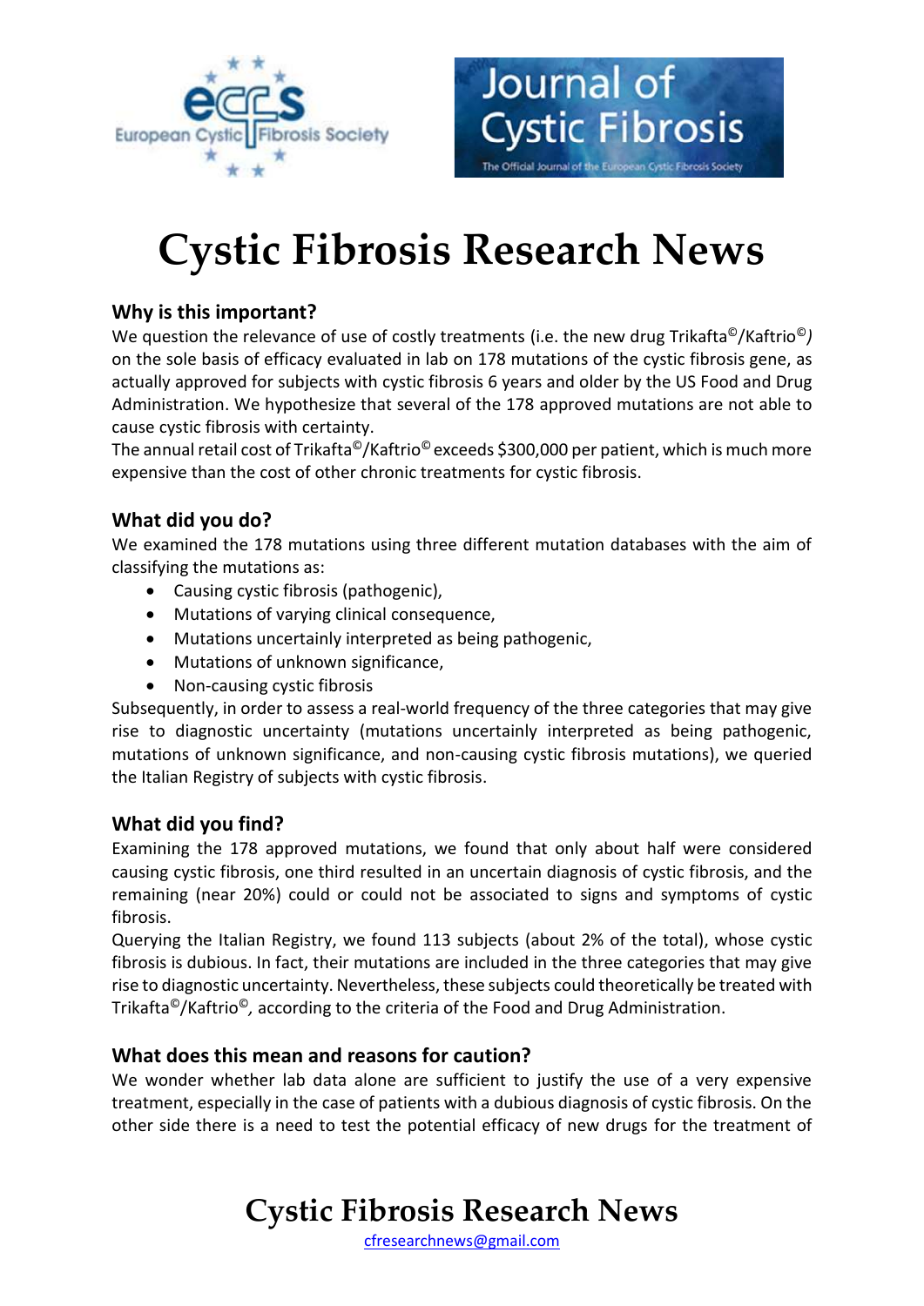# Cystic Fibrosis Research News

## Why is this important?

We question the relevance of use of costly treatments (i.e. the new drug Trikafta©/Kaftrio©) on the sole basis of efficacy evaluated in lab on 178 mutations of the cystic fibrosis gene, as actually approved for subjects with cystic fibrosis 6 years and older by the US Food and Drug Administration. We hypothesize that several of the 178 approved mutations are not able to cause cystic fibrosis with certainty.

The annual retail cost of Trikafta©/Kaftrio© exceeds $300,000 per patient, which is much more expensive than the cost of other chronic treatments for cystic fibrosis.

## What did you do?

We examined the 178 mutations using three different mutation databases with the aim of classifying the mutations as:

- Causing cystic fibrosis (pathogenic),
- Mutations of varying clinical consequence,
- Mutations uncertainly interpreted as being pathogenic,
- Mutations of unknown significance,
- Non-causing cystic fibrosis

Subsequently, in order to assess a real-world frequency of the three categories that may give rise to diagnostic uncertainty (mutations uncertainly interpreted as being pathogenic, mutations of unknown significance, and non-causing cystic fibrosis mutations), we queried the Italian Registry of subjects with cystic fibrosis.

## What did you find?

Examining the 178 approved mutations, we found that only about half were considered causing cystic fibrosis, one third resulted in an uncertain diagnosis of cystic fibrosis, and the remaining (near 20%) could or could not be associated to signs and symptoms of cystic fibrosis.

Querying the Italian Registry, we found 113 subjects (about 2% of the total), whose cystic fibrosis is dubious. In fact, their mutations are included in the three categories that may give rise to diagnostic uncertainty. Nevertheless, these subjects could theoretically be treated with Trikafta©/Kaftrio©, according to the criteria of the Food and Drug Administration.

## What does this mean and reasons for caution?

We wonder whether lab data alone are sufficient to justify the use of a very expensive treatment, especially in the case of patients with a dubious diagnosis of cystic fibrosis. On the other side there is a need to test the potential efficacy of new drugs for the treatment of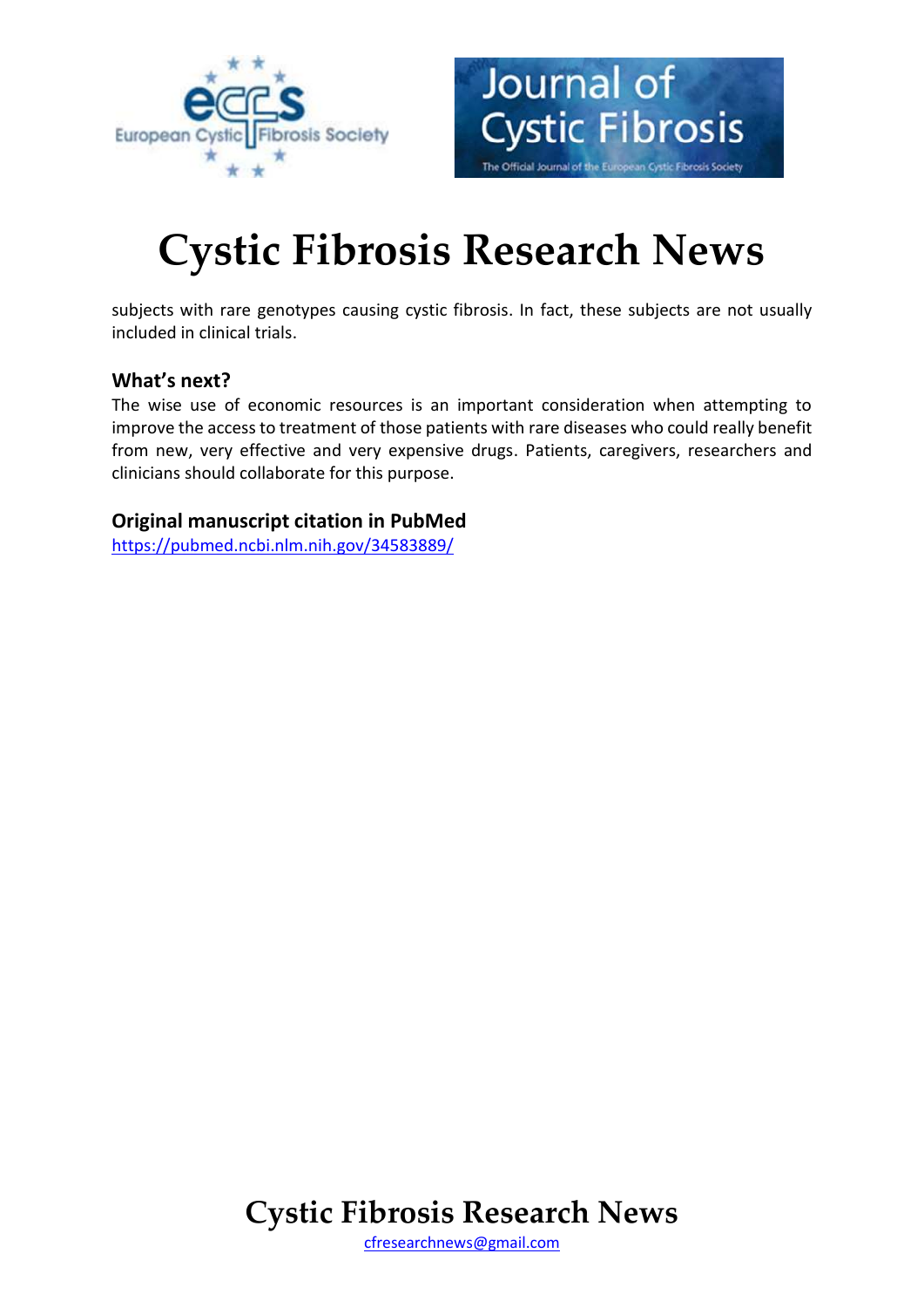subjects with rare genotypes causing cystic fibrosis. In fact, these subjects are not usually included in clinical trials.

### What's next?

The wise use of economic resources is an important consideration when attempting to improve the access to treatment of those patients with rare diseases who could really benefit from new, very effective and very expensive drugs. Patients, caregivers, researchers and clinicians should collaborate for this purpose.

### Original manuscript citation in PubMed

https://pubmed.ncbi.nlm.nih.gov/34583889/